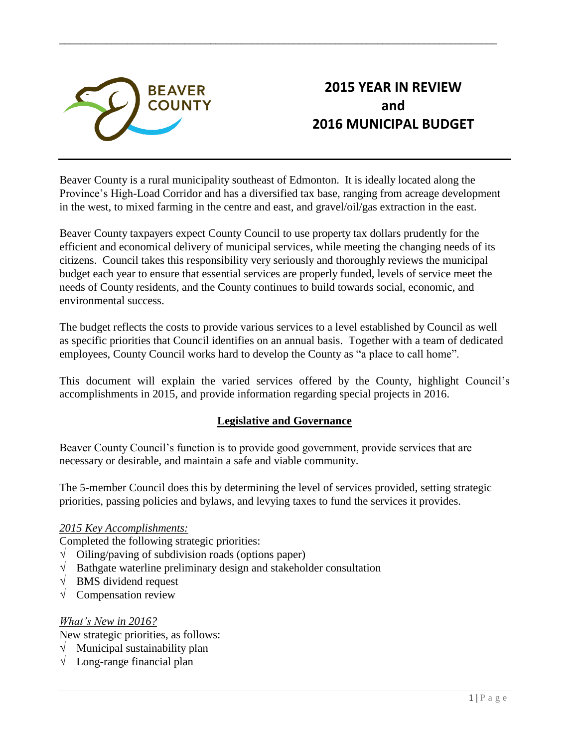BEAVER COUNTY

# 2015 YEAR IN REVIEW and 2016 MUNICIPAL BUDGET

Beaver County is a rural municipality southeast of Edmonton. It is ideally located along the Province's High-Load Corridor and has a diversified tax base, ranging from acreage development in the west, to mixed farming in the centre and east, and gravel/oil/gas extraction in the east.

Beaver County taxpayers expect County Council to use property tax dollars prudently for the efficient and economical delivery of municipal services, while meeting the changing needs of its citizens. Council takes this responsibility very seriously and thoroughly reviews the municipal budget each year to ensure that essential services are properly funded, levels of service meet the needs of County residents, and the County continues to build towards social, economic, and environmental success.

The budget reflects the costs to provide various services to a level established by Council as well as specific priorities that Council identifies on an annual basis. Together with a team of dedicated employees, County Council works hard to develop the County as "a place to call home".

This document will explain the varied services offered by the County, highlight Council's accomplishments in 2015, and provide information regarding special projects in 2016.

## Legislative and Governance

Beaver County Council's function is to provide good government, provide services that are necessary or desirable, and maintain a safe and viable community.

The 5-member Council does this by determining the level of services provided, setting strategic priorities, passing policies and bylaws, and levying taxes to fund the services it provides.

*2015 Key Accomplishments:*

Completed the following strategic priorities:

- √ Oiling/paving of subdivision roads (options paper)
- √ Bathgate waterline preliminary design and stakeholder consultation
- √ BMS dividend request
- √ Compensation review

*What's New in 2016?*

New strategic priorities, as follows:

- √ Municipal sustainability plan
- √ Long-range financial plan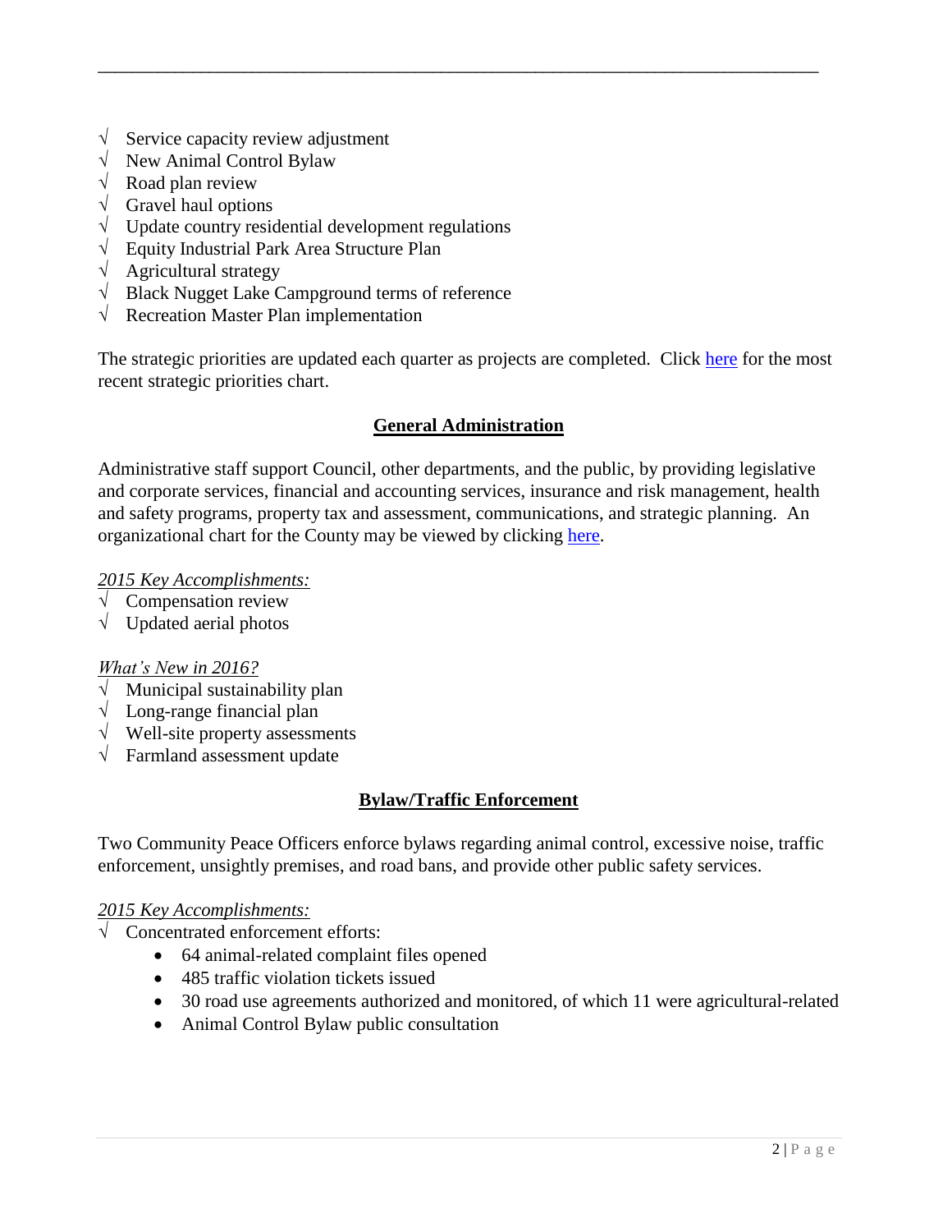- √ Service capacity review adjustment
- √ New Animal Control Bylaw
- √ Road plan review
- √ Gravel haul options
- √ Update country residential development regulations
- √ Equity Industrial Park Area Structure Plan
- √ Agricultural strategy
- √ Black Nugget Lake Campground terms of reference
- √ Recreation Master Plan implementation

The strategic priorities are updated each quarter as projects are completed. Click here for the most recent strategic priorities chart.

## General Administration

Administrative staff support Council, other departments, and the public, by providing legislative and corporate services, financial and accounting services, insurance and risk management, health and safety programs, property tax and assessment, communications, and strategic planning. An organizational chart for the County may be viewed by clicking here.

*2015 Key Accomplishments:*

- √ Compensation review
- √ Updated aerial photos

*What's New in 2016?*

- √ Municipal sustainability plan
- √ Long-range financial plan
- √ Well-site property assessments
- √ Farmland assessment update

## Bylaw/Traffic Enforcement

Two Community Peace Officers enforce bylaws regarding animal control, excessive noise, traffic enforcement, unsightly premises, and road bans, and provide other public safety services.

*2015 Key Accomplishments:*

- √ Concentrated enforcement efforts:
  - 64 animal-related complaint files opened
  - 485 traffic violation tickets issued
  - 30 road use agreements authorized and monitored, of which 11 were agricultural-related
  - Animal Control Bylaw public consultation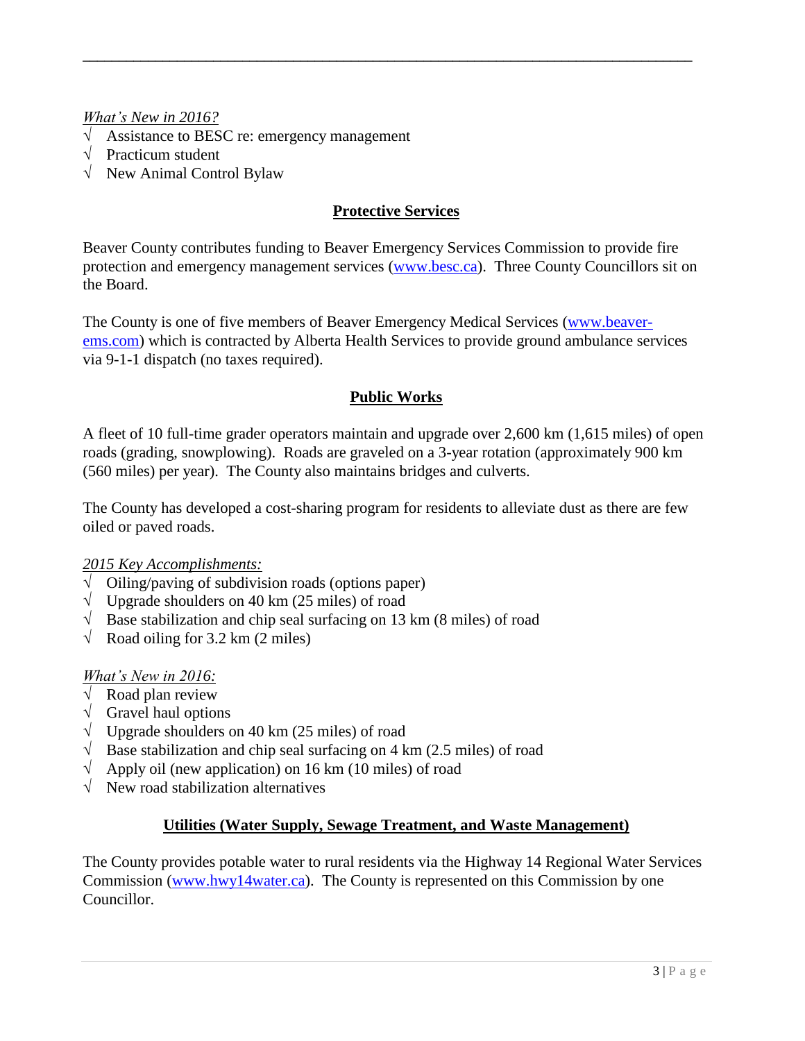*What's New in 2016?*

- √ Assistance to BESC re: emergency management
- √ Practicum student
- √ New Animal Control Bylaw

## Protective Services

Beaver County contributes funding to Beaver Emergency Services Commission to provide fire protection and emergency management services (www.besc.ca). Three County Councillors sit on the Board.

The County is one of five members of Beaver Emergency Medical Services (www.beaver-ems.com) which is contracted by Alberta Health Services to provide ground ambulance services via 9-1-1 dispatch (no taxes required).

## Public Works

A fleet of 10 full-time grader operators maintain and upgrade over 2,600 km (1,615 miles) of open roads (grading, snowplowing). Roads are graveled on a 3-year rotation (approximately 900 km (560 miles) per year). The County also maintains bridges and culverts.

The County has developed a cost-sharing program for residents to alleviate dust as there are few oiled or paved roads.

*2015 Key Accomplishments:*

- √ Oiling/paving of subdivision roads (options paper)
- √ Upgrade shoulders on 40 km (25 miles) of road
- √ Base stabilization and chip seal surfacing on 13 km (8 miles) of road
- √ Road oiling for 3.2 km (2 miles)

*What's New in 2016:*

- √ Road plan review
- √ Gravel haul options
- √ Upgrade shoulders on 40 km (25 miles) of road
- √ Base stabilization and chip seal surfacing on 4 km (2.5 miles) of road
- √ Apply oil (new application) on 16 km (10 miles) of road
- √ New road stabilization alternatives

## Utilities (Water Supply, Sewage Treatment, and Waste Management)

The County provides potable water to rural residents via the Highway 14 Regional Water Services Commission (www.hwy14water.ca). The County is represented on this Commission by one Councillor.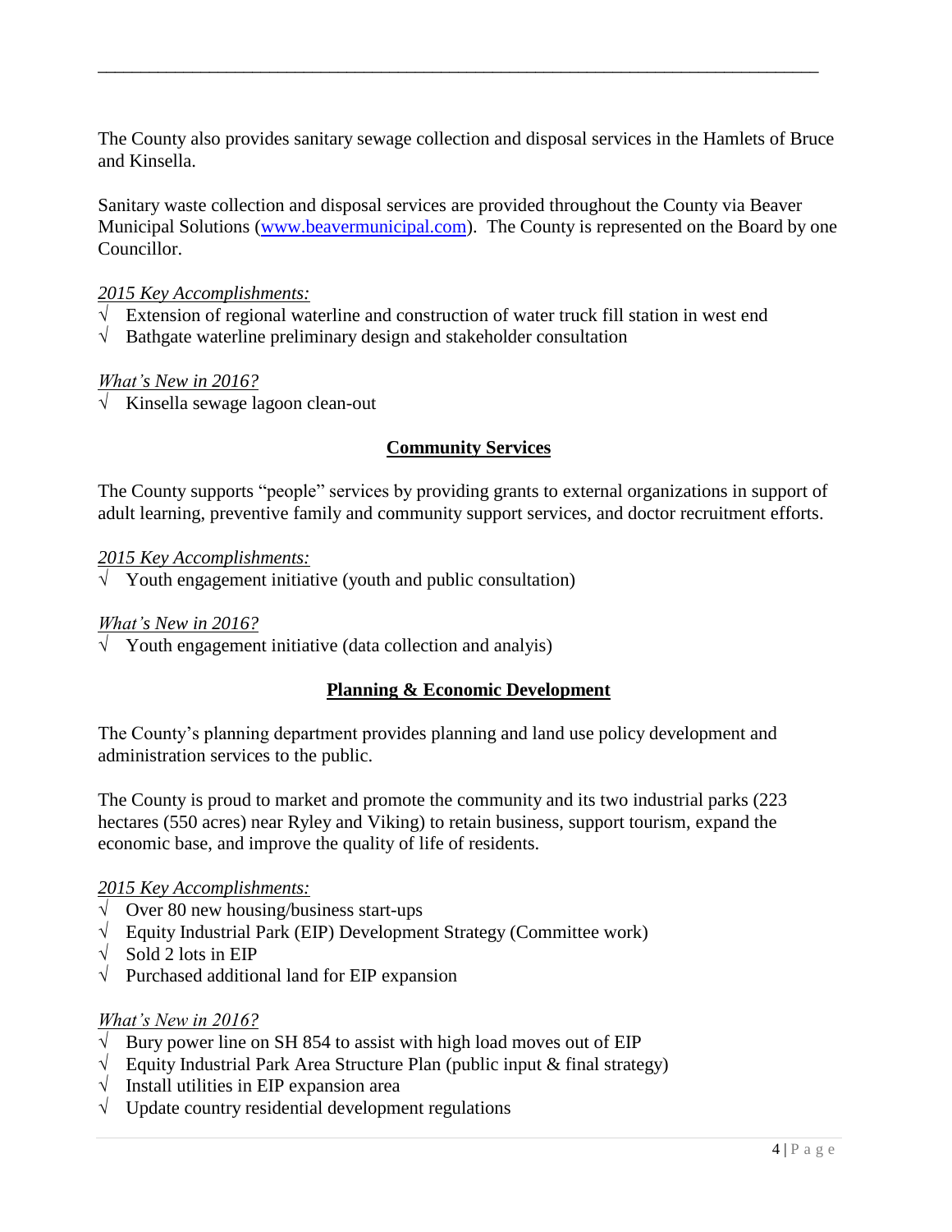The County also provides sanitary sewage collection and disposal services in the Hamlets of Bruce and Kinsella.

Sanitary waste collection and disposal services are provided throughout the County via Beaver Municipal Solutions ([www.beavermunicipal.com](http://www.beavermunicipal.com)). The County is represented on the Board by one Councillor.

*2015 Key Accomplishments:*

- √ Extension of regional waterline and construction of water truck fill station in west end
- √ Bathgate waterline preliminary design and stakeholder consultation

*What's New in 2016?*

- √ Kinsella sewage lagoon clean-out

## Community Services

The County supports "people" services by providing grants to external organizations in support of adult learning, preventive family and community support services, and doctor recruitment efforts.

*2015 Key Accomplishments:*

- √ Youth engagement initiative (youth and public consultation)

*What's New in 2016?*

- √ Youth engagement initiative (data collection and analyis)

## Planning & Economic Development

The County's planning department provides planning and land use policy development and administration services to the public.

The County is proud to market and promote the community and its two industrial parks (223 hectares (550 acres) near Ryley and Viking) to retain business, support tourism, expand the economic base, and improve the quality of life of residents.

*2015 Key Accomplishments:*

- √ Over 80 new housing/business start-ups
- √ Equity Industrial Park (EIP) Development Strategy (Committee work)
- √ Sold 2 lots in EIP
- √ Purchased additional land for EIP expansion

*What's New in 2016?*

- √ Bury power line on SH 854 to assist with high load moves out of EIP
- √ Equity Industrial Park Area Structure Plan (public input & final strategy)
- √ Install utilities in EIP expansion area
- √ Update country residential development regulations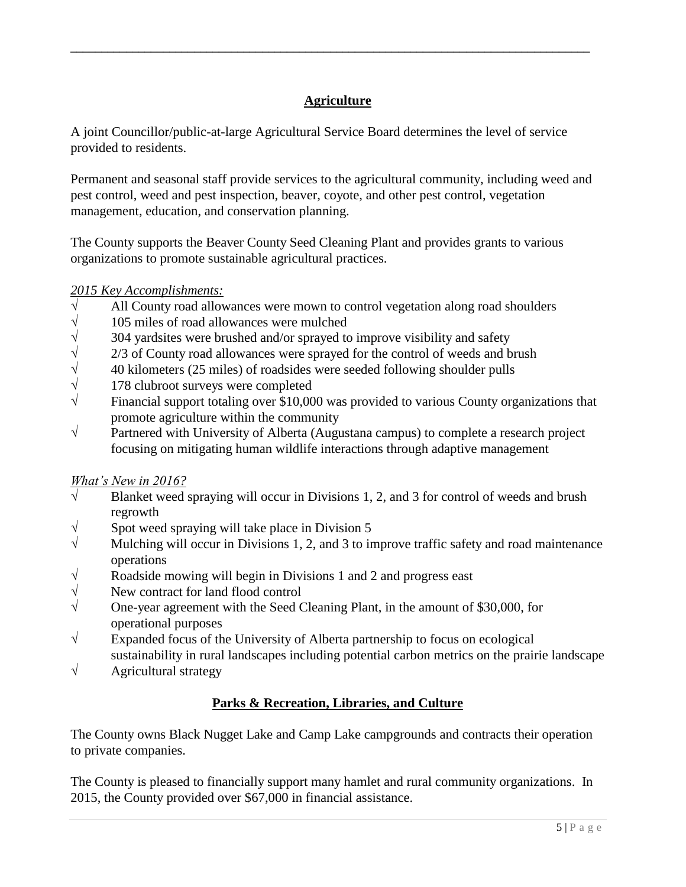## Agriculture

A joint Councillor/public-at-large Agricultural Service Board determines the level of service provided to residents.

Permanent and seasonal staff provide services to the agricultural community, including weed and pest control, weed and pest inspection, beaver, coyote, and other pest control, vegetation management, education, and conservation planning.

The County supports the Beaver County Seed Cleaning Plant and provides grants to various organizations to promote sustainable agricultural practices.

*2015 Key Accomplishments:*

- √ All County road allowances were mown to control vegetation along road shoulders
- √ 105 miles of road allowances were mulched
- √ 304 yardsites were brushed and/or sprayed to improve visibility and safety
- √ 2/3 of County road allowances were sprayed for the control of weeds and brush
- √ 40 kilometers (25 miles) of roadsides were seeded following shoulder pulls
- √ 178 clubroot surveys were completed
- √ Financial support totaling over $10,000 was provided to various County organizations that promote agriculture within the community
- √ Partnered with University of Alberta (Augustana campus) to complete a research project focusing on mitigating human wildlife interactions through adaptive management

*What's New in 2016?*

- √ Blanket weed spraying will occur in Divisions 1, 2, and 3 for control of weeds and brush regrowth
- √ Spot weed spraying will take place in Division 5
- √ Mulching will occur in Divisions 1, 2, and 3 to improve traffic safety and road maintenance operations
- √ Roadside mowing will begin in Divisions 1 and 2 and progress east
- √ New contract for land flood control
- √ One-year agreement with the Seed Cleaning Plant, in the amount of $30,000, for operational purposes
- √ Expanded focus of the University of Alberta partnership to focus on ecological sustainability in rural landscapes including potential carbon metrics on the prairie landscape
- √ Agricultural strategy

## Parks & Recreation, Libraries, and Culture

The County owns Black Nugget Lake and Camp Lake campgrounds and contracts their operation to private companies.

The County is pleased to financially support many hamlet and rural community organizations. In 2015, the County provided over $67,000 in financial assistance.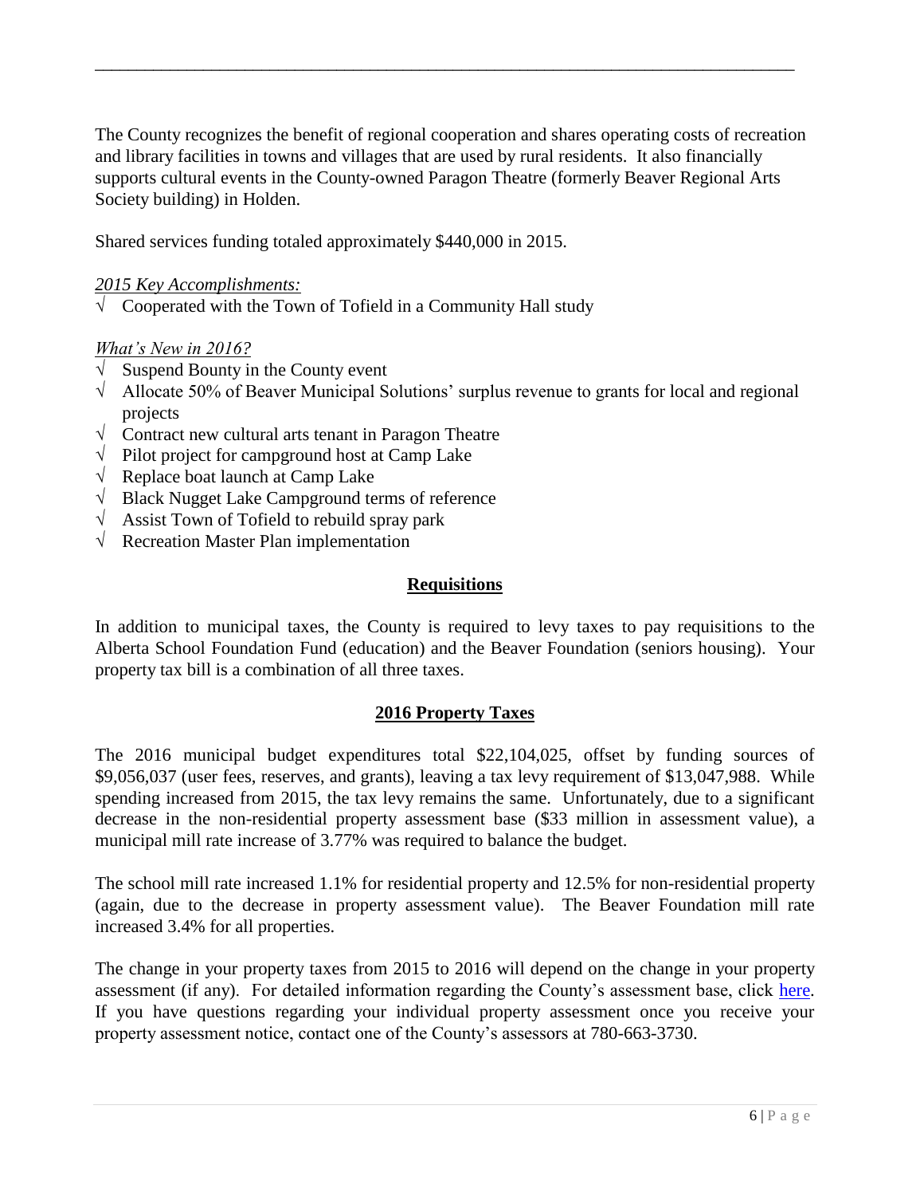The County recognizes the benefit of regional cooperation and shares operating costs of recreation and library facilities in towns and villages that are used by rural residents. It also financially supports cultural events in the County-owned Paragon Theatre (formerly Beaver Regional Arts Society building) in Holden.

Shared services funding totaled approximately $440,000 in 2015.

*2015 Key Accomplishments:*

√ Cooperated with the Town of Tofield in a Community Hall study

*What's New in 2016?*

√ Suspend Bounty in the County event
√ Allocate 50% of Beaver Municipal Solutions' surplus revenue to grants for local and regional projects
√ Contract new cultural arts tenant in Paragon Theatre
√ Pilot project for campground host at Camp Lake
√ Replace boat launch at Camp Lake
√ Black Nugget Lake Campground terms of reference
√ Assist Town of Tofield to rebuild spray park
√ Recreation Master Plan implementation

## Requisitions

In addition to municipal taxes, the County is required to levy taxes to pay requisitions to the Alberta School Foundation Fund (education) and the Beaver Foundation (seniors housing). Your property tax bill is a combination of all three taxes.

## 2016 Property Taxes

The 2016 municipal budget expenditures total $22,104,025, offset by funding sources of $9,056,037 (user fees, reserves, and grants), leaving a tax levy requirement of $13,047,988. While spending increased from 2015, the tax levy remains the same. Unfortunately, due to a significant decrease in the non-residential property assessment base ($33 million in assessment value), a municipal mill rate increase of 3.77% was required to balance the budget.

The school mill rate increased 1.1% for residential property and 12.5% for non-residential property (again, due to the decrease in property assessment value). The Beaver Foundation mill rate increased 3.4% for all properties.

The change in your property taxes from 2015 to 2016 will depend on the change in your property assessment (if any). For detailed information regarding the County's assessment base, click here. If you have questions regarding your individual property assessment once you receive your property assessment notice, contact one of the County's assessors at 780-663-3730.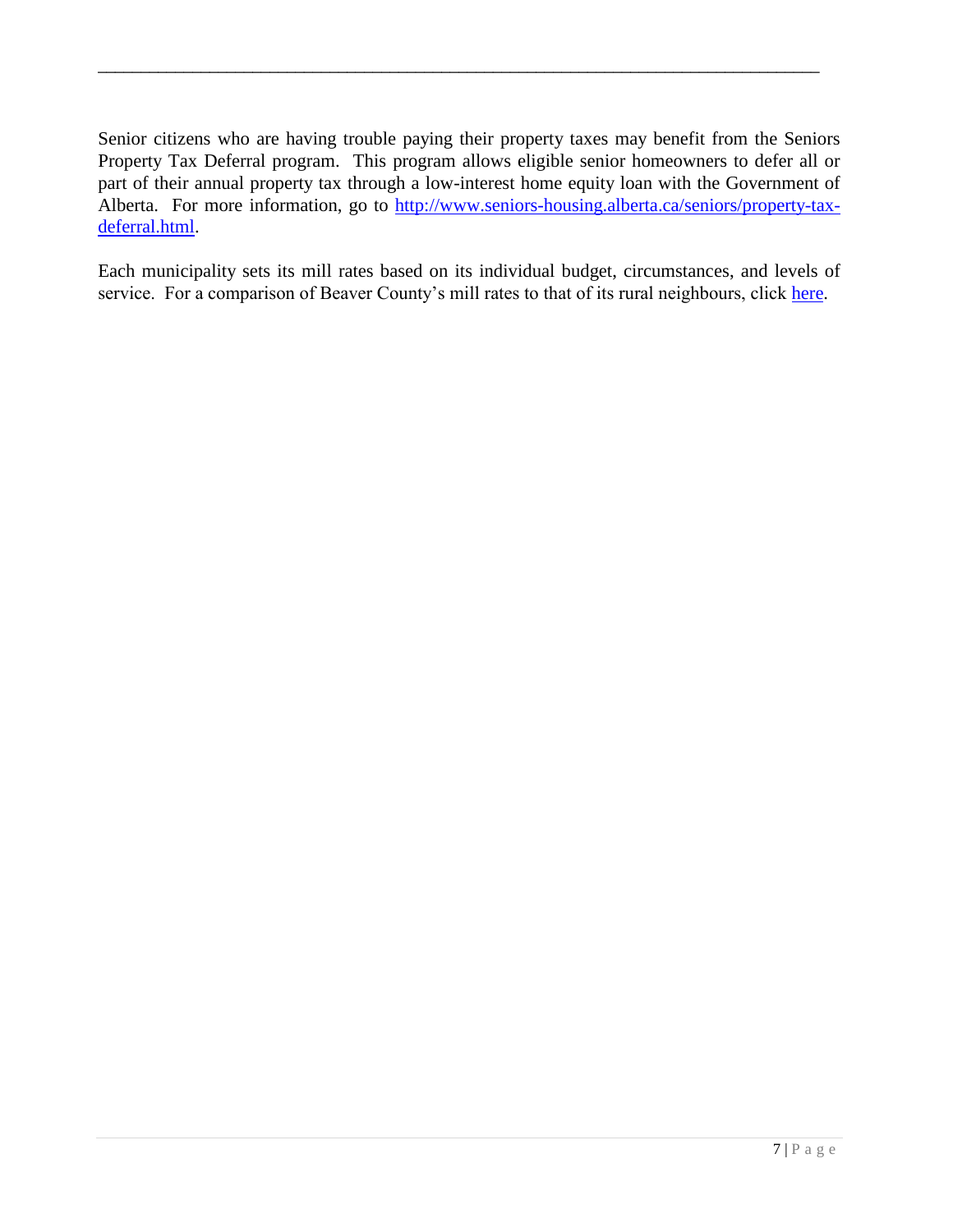Senior citizens who are having trouble paying their property taxes may benefit from the Seniors Property Tax Deferral program. This program allows eligible senior homeowners to defer all or part of their annual property tax through a low-interest home equity loan with the Government of Alberta. For more information, go to [http://www.seniors-housing.alberta.ca/seniors/property-tax-deferral.html](http://www.seniors-housing.alberta.ca/seniors/property-tax-deferral.html).

Each municipality sets its mill rates based on its individual budget, circumstances, and levels of service. For a comparison of Beaver County's mill rates to that of its rural neighbours, click here.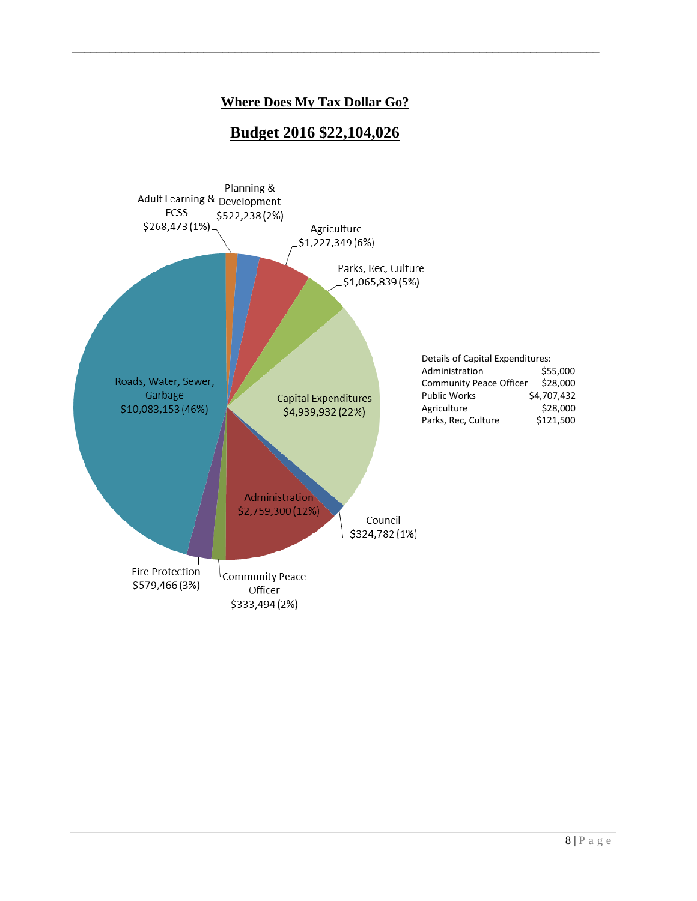## Where Does My Tax Dollar Go?

## Budget 2016 $22,104,026

- Adult Learning & FCSS $268,473 (1%)
- Planning & Development $522,238 (2%)
- Agriculture $1,227,349 (6%)
- Parks, Rec, Culture $1,065,839 (5%)
- Capital Expenditures $4,939,932 (22%)
- Council $324,782 (1%)
- Administration $2,759,300 (12%)
- Community Peace Officer $333,494 (2%)
- Fire Protection $579,466 (3%)
- Roads, Water, Sewer, Garbage $10,083,153 (46%)

Details of Capital Expenditures:

| | |
|---|---|
| Administration | $55,000 |
| Community Peace Officer | $28,000 |
| Public Works | $4,707,432 |
| Agriculture | $28,000 |
| Parks, Rec, Culture | $121,500 |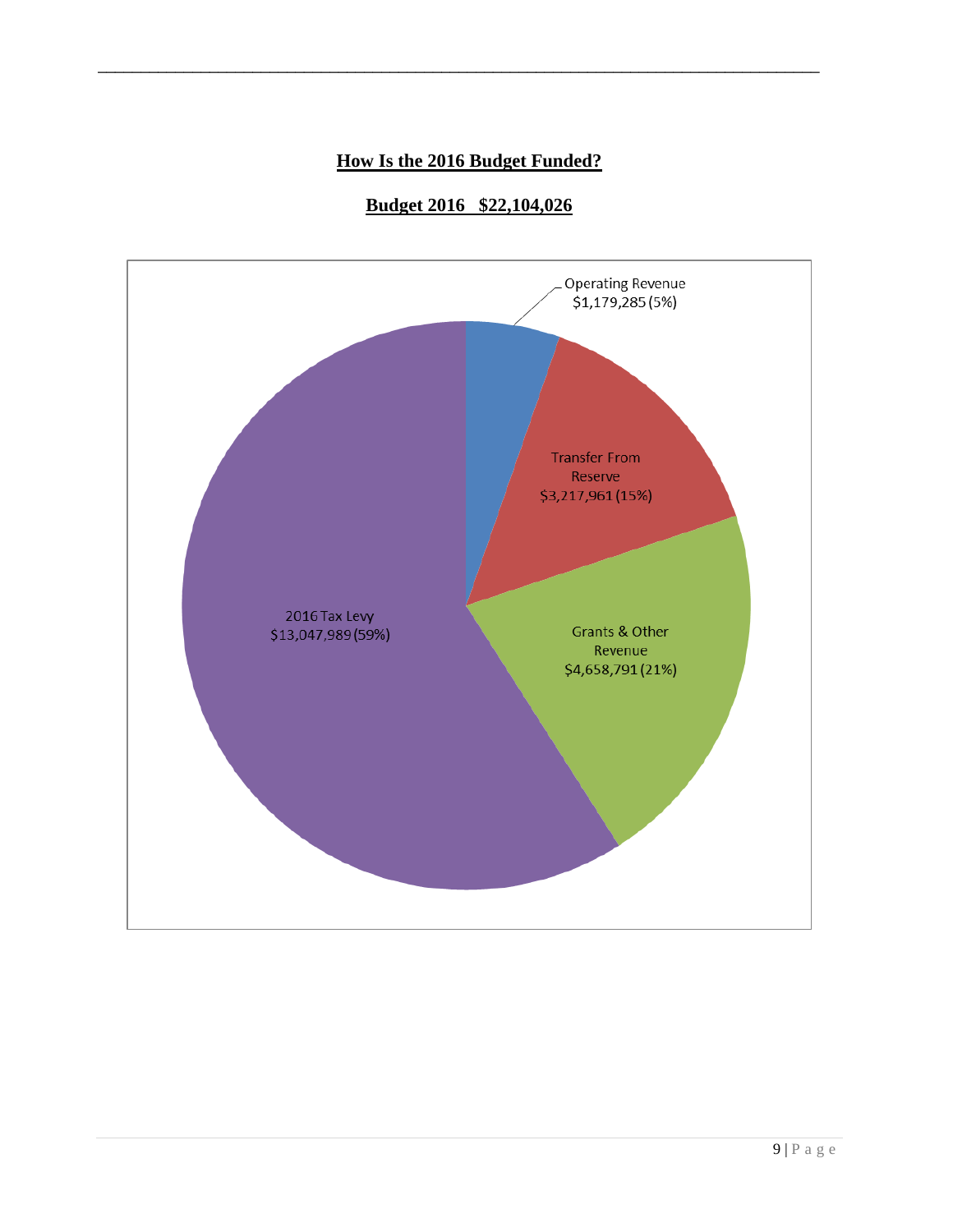## How Is the 2016 Budget Funded?

**Budget 2016 $22,104,026**

Operating Revenue
$1,179,285 (5%)

Transfer From Reserve
$3,217,961 (15%)

Grants & Other Revenue
$4,658,791 (21%)

2016 Tax Levy
$13,047,989 (59%)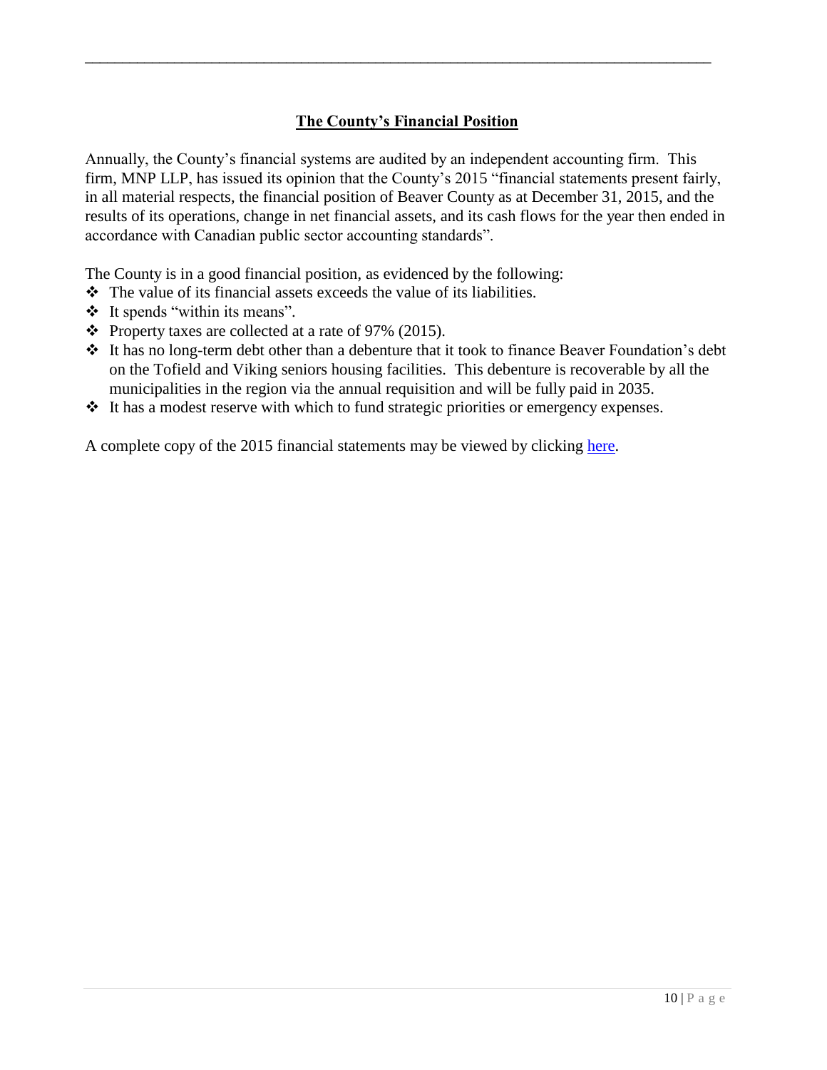## The County's Financial Position

Annually, the County's financial systems are audited by an independent accounting firm. This firm, MNP LLP, has issued its opinion that the County's 2015 "financial statements present fairly, in all material respects, the financial position of Beaver County as at December 31, 2015, and the results of its operations, change in net financial assets, and its cash flows for the year then ended in accordance with Canadian public sector accounting standards".

The County is in a good financial position, as evidenced by the following:

- The value of its financial assets exceeds the value of its liabilities.
- It spends "within its means".
- Property taxes are collected at a rate of 97% (2015).
- It has no long-term debt other than a debenture that it took to finance Beaver Foundation's debt on the Tofield and Viking seniors housing facilities. This debenture is recoverable by all the municipalities in the region via the annual requisition and will be fully paid in 2035.
- It has a modest reserve with which to fund strategic priorities or emergency expenses.

A complete copy of the 2015 financial statements may be viewed by clicking here.